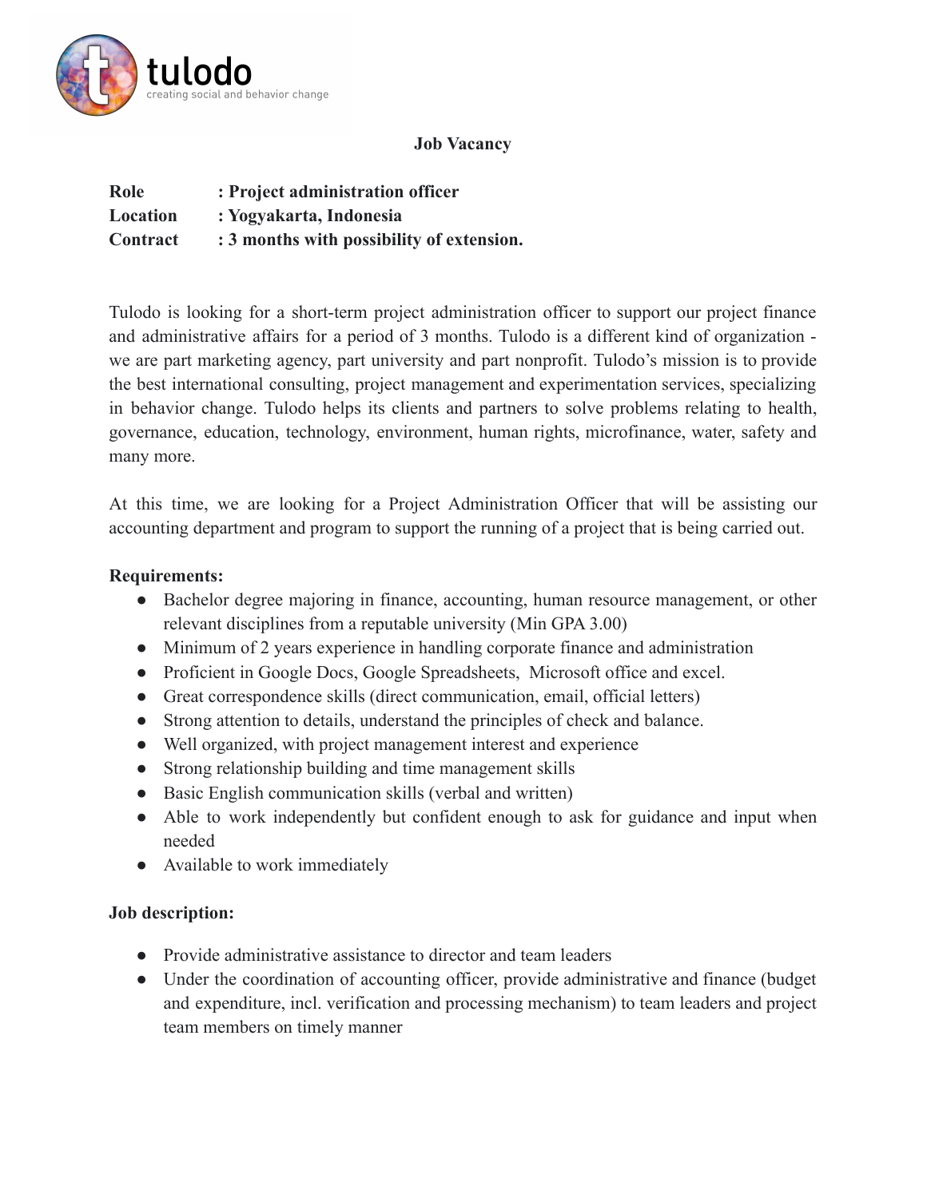tulodo
creating social and behavior change

# Job Vacancy

**Role : Project administration officer**
**Location : Yogyakarta, Indonesia**
**Contract : 3 months with possibility of extension.**

Tulodo is looking for a short-term project administration officer to support our project finance and administrative affairs for a period of 3 months. Tulodo is a different kind of organization - we are part marketing agency, part university and part nonprofit. Tulodo's mission is to provide the best international consulting, project management and experimentation services, specializing in behavior change. Tulodo helps its clients and partners to solve problems relating to health, governance, education, technology, environment, human rights, microfinance, water, safety and many more.

At this time, we are looking for a Project Administration Officer that will be assisting our accounting department and program to support the running of a project that is being carried out.

**Requirements:**

- Bachelor degree majoring in finance, accounting, human resource management, or other relevant disciplines from a reputable university (Min GPA 3.00)
- Minimum of 2 years experience in handling corporate finance and administration
- Proficient in Google Docs, Google Spreadsheets, Microsoft office and excel.
- Great correspondence skills (direct communication, email, official letters)
- Strong attention to details, understand the principles of check and balance.
- Well organized, with project management interest and experience
- Strong relationship building and time management skills
- Basic English communication skills (verbal and written)
- Able to work independently but confident enough to ask for guidance and input when needed
- Available to work immediately

**Job description:**

- Provide administrative assistance to director and team leaders
- Under the coordination of accounting officer, provide administrative and finance (budget and expenditure, incl. verification and processing mechanism) to team leaders and project team members on timely manner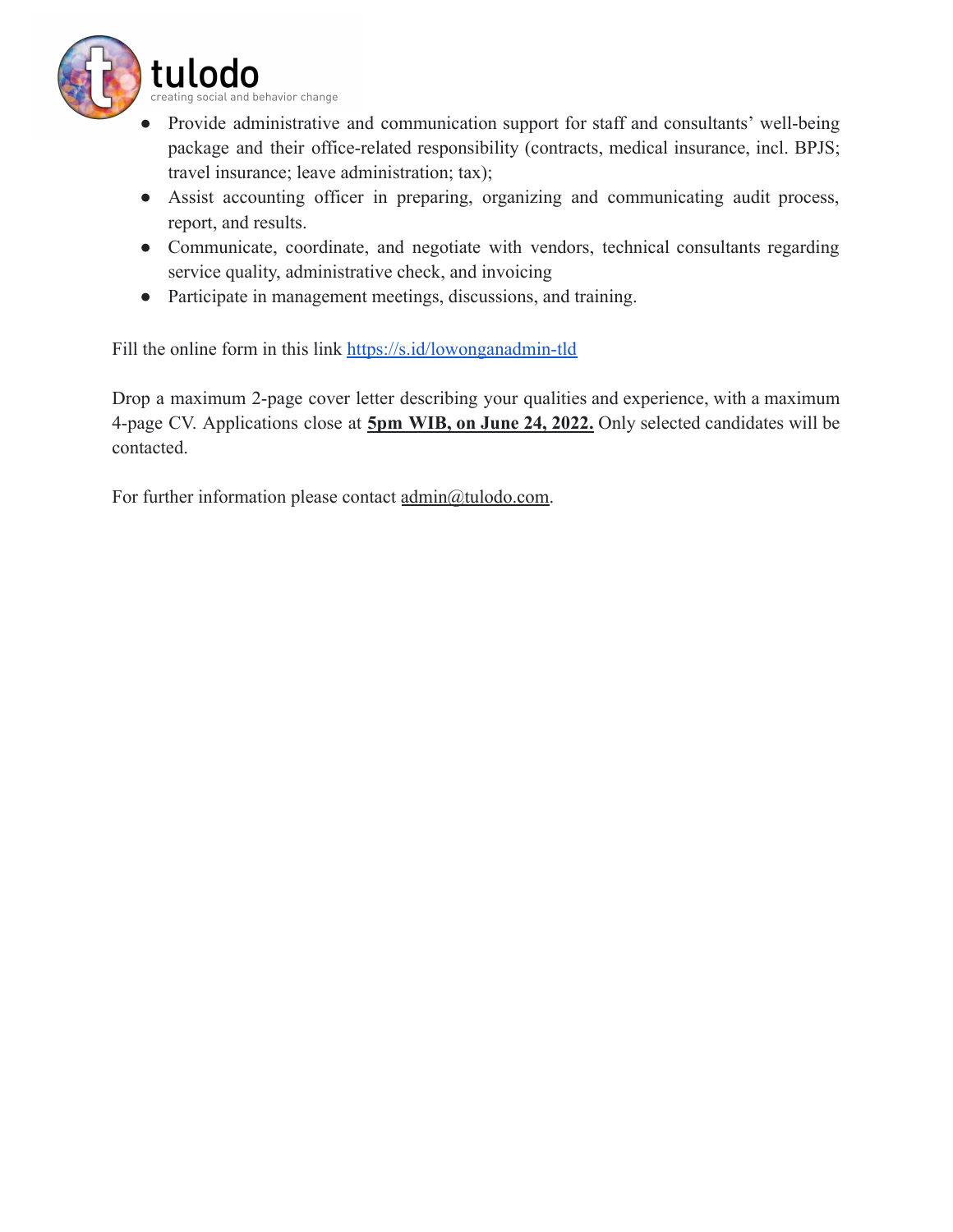- Provide administrative and communication support for staff and consultants' well-being package and their office-related responsibility (contracts, medical insurance, incl. BPJS; travel insurance; leave administration; tax);
- Assist accounting officer in preparing, organizing and communicating audit process, report, and results.
- Communicate, coordinate, and negotiate with vendors, technical consultants regarding service quality, administrative check, and invoicing
- Participate in management meetings, discussions, and training.

Fill the online form in this link https://s.id/lowonganadmin-tld

Drop a maximum 2-page cover letter describing your qualities and experience, with a maximum 4-page CV. Applications close at **5pm WIB, on June 24, 2022.** Only selected candidates will be contacted.

For further information please contact admin@tulodo.com.